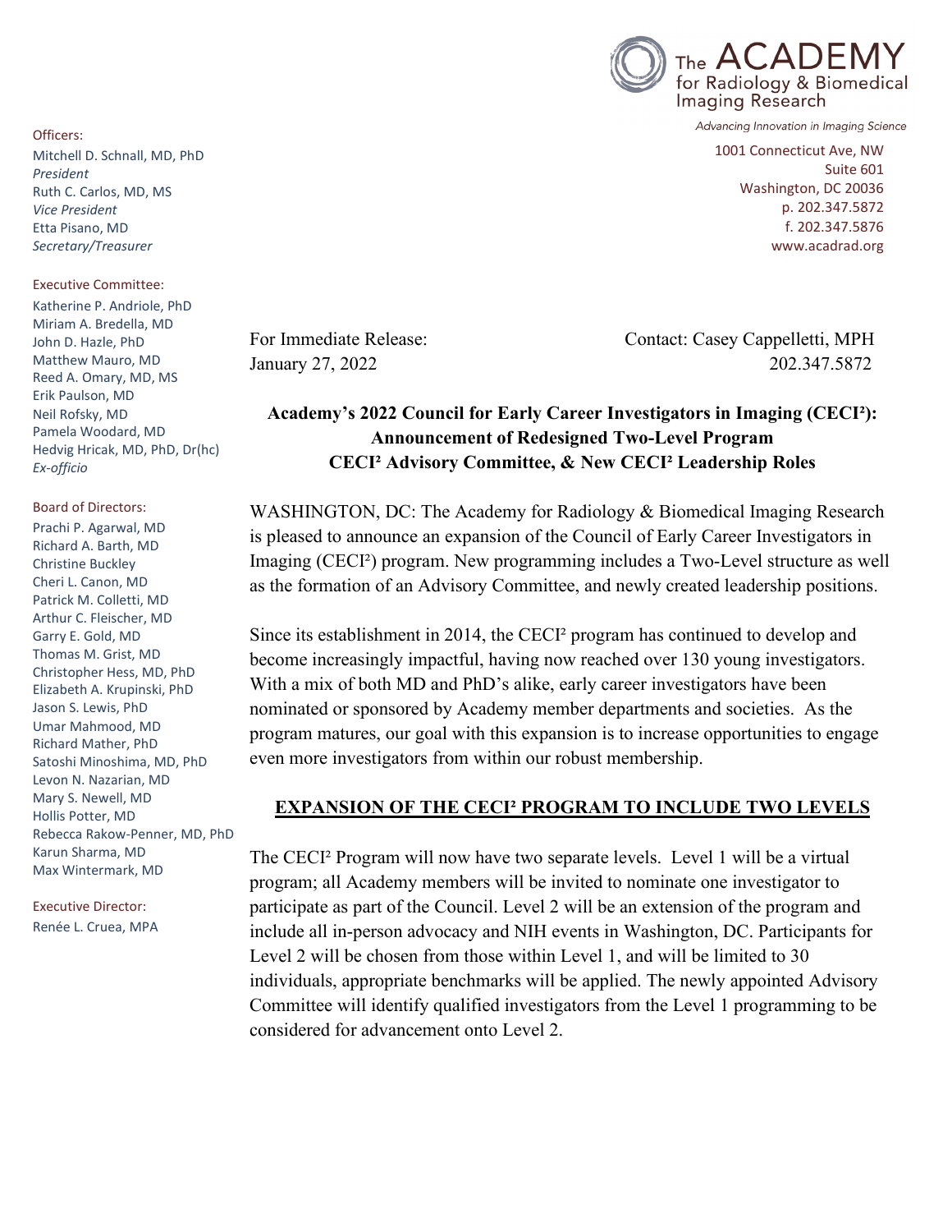The ACADEMY for Radiology & Biomedical Imaging Research

*Advancing Innovation in Imaging Science*

1001 Connecticut Ave, NW
Suite 601
Washington, DC 20036
p. 202.347.5872
f. 202.347.5876
www.acadrad.org

Officers:

Mitchell D. Schnall, MD, PhD
*President*
Ruth C. Carlos, MD, MS
*Vice President*
Etta Pisano, MD
*Secretary/Treasurer*

Executive Committee:

Katherine P. Andriole, PhD
Miriam A. Bredella, MD
John D. Hazle, PhD
Matthew Mauro, MD
Reed A. Omary, MD, MS
Erik Paulson, MD
Neil Rofsky, MD
Pamela Woodard, MD
Hedvig Hricak, MD, PhD, Dr(hc)
*Ex-officio*

Board of Directors:

Prachi P. Agarwal, MD
Richard A. Barth, MD
Christine Buckley
Cheri L. Canon, MD
Patrick M. Colletti, MD
Arthur C. Fleischer, MD
Garry E. Gold, MD
Thomas M. Grist, MD
Christopher Hess, MD, PhD
Elizabeth A. Krupinski, PhD
Jason S. Lewis, PhD
Umar Mahmood, MD
Richard Mather, PhD
Satoshi Minoshima, MD, PhD
Levon N. Nazarian, MD
Mary S. Newell, MD
Hollis Potter, MD
Rebecca Rakow-Penner, MD, PhD
Karun Sharma, MD
Max Wintermark, MD

Executive Director:

Renée L. Cruea, MPA

For Immediate Release:
January 27, 2022

Contact: Casey Cappelletti, MPH
202.347.5872

**Academy's 2022 Council for Early Career Investigators in Imaging (CECI²): Announcement of Redesigned Two-Level Program CECI² Advisory Committee, & New CECI² Leadership Roles**

WASHINGTON, DC: The Academy for Radiology & Biomedical Imaging Research is pleased to announce an expansion of the Council of Early Career Investigators in Imaging (CECI²) program. New programming includes a Two-Level structure as well as the formation of an Advisory Committee, and newly created leadership positions.

Since its establishment in 2014, the CECI² program has continued to develop and become increasingly impactful, having now reached over 130 young investigators. With a mix of both MD and PhD's alike, early career investigators have been nominated or sponsored by Academy member departments and societies. As the program matures, our goal with this expansion is to increase opportunities to engage even more investigators from within our robust membership.

## EXPANSION OF THE CECI² PROGRAM TO INCLUDE TWO LEVELS

The CECI² Program will now have two separate levels. Level 1 will be a virtual program; all Academy members will be invited to nominate one investigator to participate as part of the Council. Level 2 will be an extension of the program and include all in-person advocacy and NIH events in Washington, DC. Participants for Level 2 will be chosen from those within Level 1, and will be limited to 30 individuals, appropriate benchmarks will be applied. The newly appointed Advisory Committee will identify qualified investigators from the Level 1 programming to be considered for advancement onto Level 2.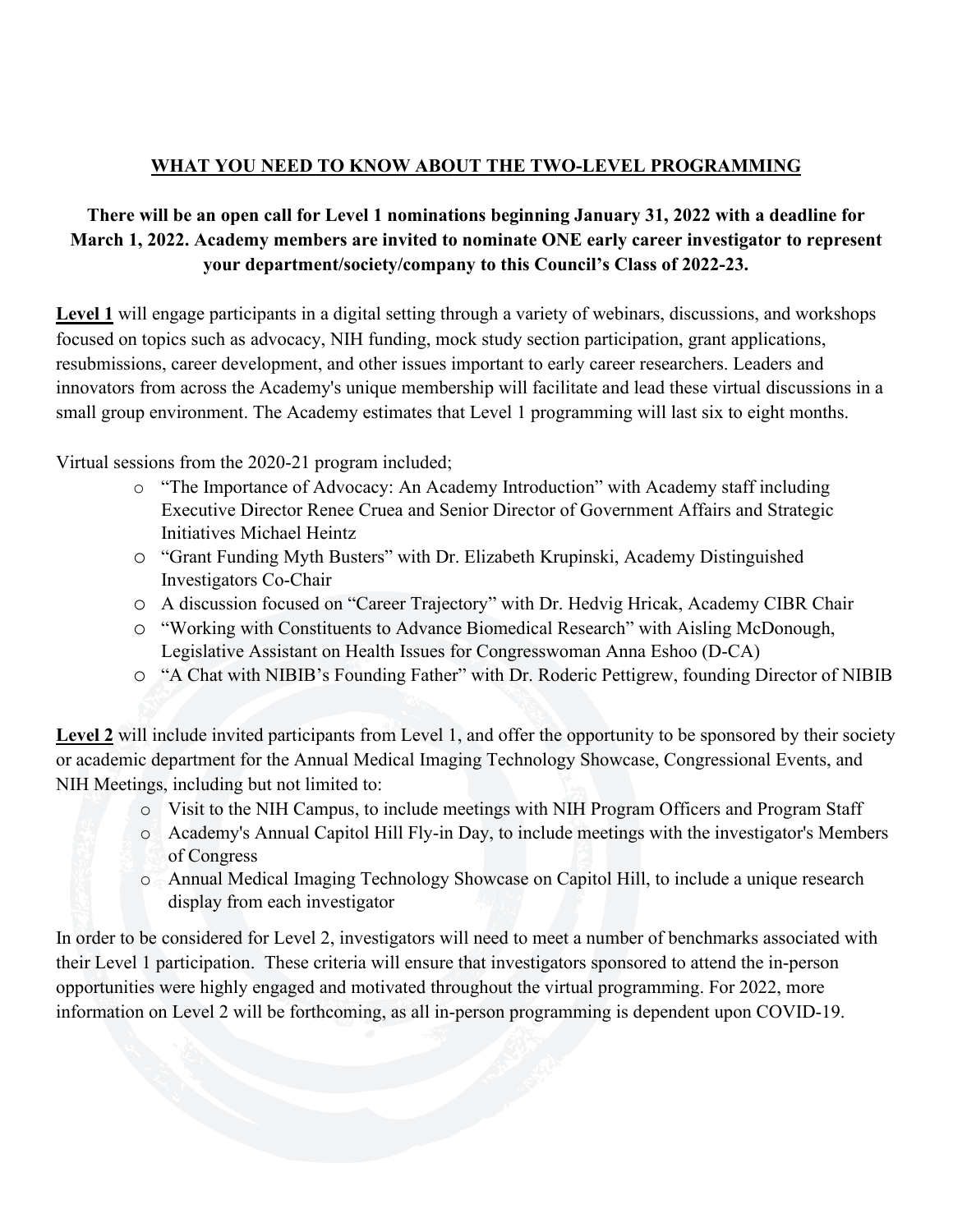## WHAT YOU NEED TO KNOW ABOUT THE TWO-LEVEL PROGRAMMING

**There will be an open call for Level 1 nominations beginning January 31, 2022 with a deadline for March 1, 2022. Academy members are invited to nominate ONE early career investigator to represent your department/society/company to this Council's Class of 2022-23.**

**Level 1** will engage participants in a digital setting through a variety of webinars, discussions, and workshops focused on topics such as advocacy, NIH funding, mock study section participation, grant applications, resubmissions, career development, and other issues important to early career researchers. Leaders and innovators from across the Academy's unique membership will facilitate and lead these virtual discussions in a small group environment. The Academy estimates that Level 1 programming will last six to eight months.

Virtual sessions from the 2020-21 program included;

- "The Importance of Advocacy: An Academy Introduction" with Academy staff including Executive Director Renee Cruea and Senior Director of Government Affairs and Strategic Initiatives Michael Heintz
- "Grant Funding Myth Busters" with Dr. Elizabeth Krupinski, Academy Distinguished Investigators Co-Chair
- A discussion focused on "Career Trajectory" with Dr. Hedvig Hricak, Academy CIBR Chair
- "Working with Constituents to Advance Biomedical Research" with Aisling McDonough, Legislative Assistant on Health Issues for Congresswoman Anna Eshoo (D-CA)
- "A Chat with NIBIB's Founding Father" with Dr. Roderic Pettigrew, founding Director of NIBIB

**Level 2** will include invited participants from Level 1, and offer the opportunity to be sponsored by their society or academic department for the Annual Medical Imaging Technology Showcase, Congressional Events, and NIH Meetings, including but not limited to:

- Visit to the NIH Campus, to include meetings with NIH Program Officers and Program Staff
- Academy's Annual Capitol Hill Fly-in Day, to include meetings with the investigator's Members of Congress
- Annual Medical Imaging Technology Showcase on Capitol Hill, to include a unique research display from each investigator

In order to be considered for Level 2, investigators will need to meet a number of benchmarks associated with their Level 1 participation. These criteria will ensure that investigators sponsored to attend the in-person opportunities were highly engaged and motivated throughout the virtual programming. For 2022, more information on Level 2 will be forthcoming, as all in-person programming is dependent upon COVID-19.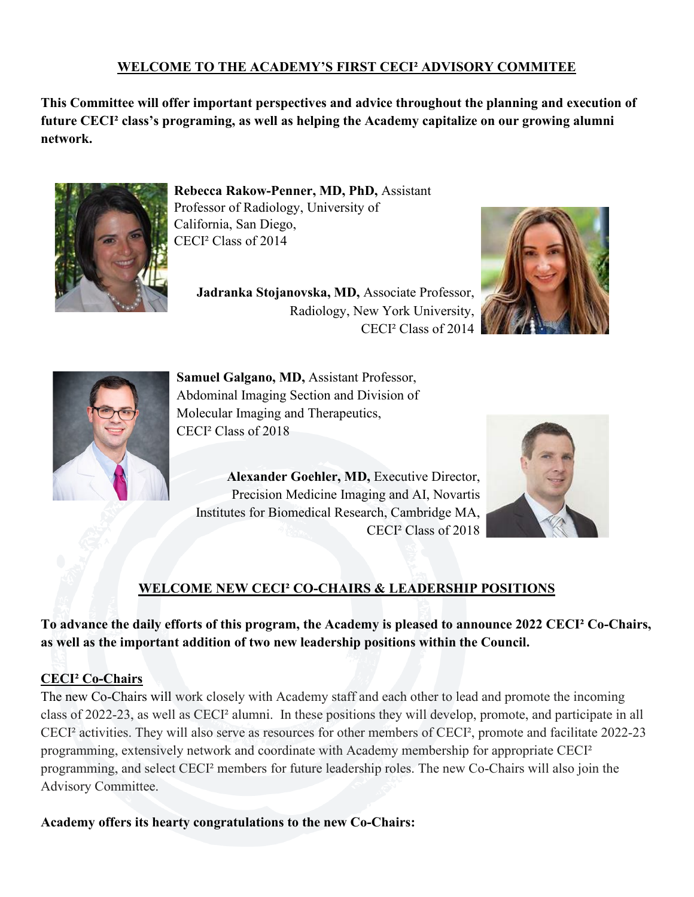## WELCOME TO THE ACADEMY'S FIRST CECI² ADVISORY COMMITEE

**This Committee will offer important perspectives and advice throughout the planning and execution of future CECI² class's programing, as well as helping the Academy capitalize on our growing alumni network.**

**Rebecca Rakow-Penner, MD, PhD,** Assistant Professor of Radiology, University of California, San Diego, CECI² Class of 2014

**Jadranka Stojanovska, MD,** Associate Professor, Radiology, New York University, CECI² Class of 2014

**Samuel Galgano, MD,** Assistant Professor, Abdominal Imaging Section and Division of Molecular Imaging and Therapeutics, CECI² Class of 2018

**Alexander Goehler, MD,** Executive Director, Precision Medicine Imaging and AI, Novartis Institutes for Biomedical Research, Cambridge MA, CECI² Class of 2018

## WELCOME NEW CECI² CO-CHAIRS & LEADERSHIP POSITIONS

**To advance the daily efforts of this program, the Academy is pleased to announce 2022 CECI² Co-Chairs, as well as the important addition of two new leadership positions within the Council.**

### CECI² Co-Chairs

The new Co-Chairs will work closely with Academy staff and each other to lead and promote the incoming class of 2022-23, as well as CECI² alumni. In these positions they will develop, promote, and participate in all CECI² activities. They will also serve as resources for other members of CECI², promote and facilitate 2022-23 programming, extensively network and coordinate with Academy membership for appropriate CECI² programming, and select CECI² members for future leadership roles. The new Co-Chairs will also join the Advisory Committee.

**Academy offers its hearty congratulations to the new Co-Chairs:**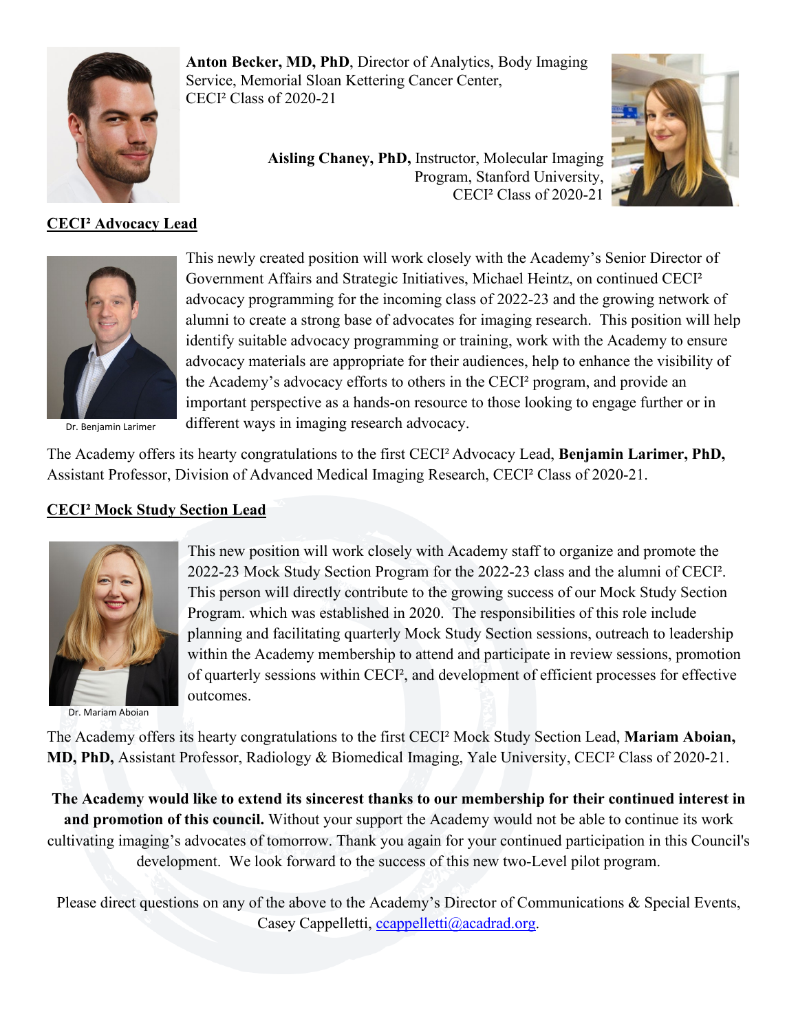**Anton Becker, MD, PhD**, Director of Analytics, Body Imaging Service, Memorial Sloan Kettering Cancer Center, CECI² Class of 2020-21

**Aisling Chaney, PhD,** Instructor, Molecular Imaging Program, Stanford University, CECI² Class of 2020-21

## CECI² Advocacy Lead

This newly created position will work closely with the Academy's Senior Director of Government Affairs and Strategic Initiatives, Michael Heintz, on continued CECI² advocacy programming for the incoming class of 2022-23 and the growing network of alumni to create a strong base of advocates for imaging research. This position will help identify suitable advocacy programming or training, work with the Academy to ensure advocacy materials are appropriate for their audiences, help to enhance the visibility of the Academy's advocacy efforts to others in the CECI² program, and provide an important perspective as a hands-on resource to those looking to engage further or in different ways in imaging research advocacy.

Dr. Benjamin Larimer

The Academy offers its hearty congratulations to the first CECI² Advocacy Lead, **Benjamin Larimer, PhD,** Assistant Professor, Division of Advanced Medical Imaging Research, CECI² Class of 2020-21.

## CECI² Mock Study Section Lead

This new position will work closely with Academy staff to organize and promote the 2022-23 Mock Study Section Program for the 2022-23 class and the alumni of CECI². This person will directly contribute to the growing success of our Mock Study Section Program. which was established in 2020. The responsibilities of this role include planning and facilitating quarterly Mock Study Section sessions, outreach to leadership within the Academy membership to attend and participate in review sessions, promotion of quarterly sessions within CECI², and development of efficient processes for effective outcomes.

Dr. Mariam Aboian

The Academy offers its hearty congratulations to the first CECI² Mock Study Section Lead, **Mariam Aboian, MD, PhD,** Assistant Professor, Radiology & Biomedical Imaging, Yale University, CECI² Class of 2020-21.

**The Academy would like to extend its sincerest thanks to our membership for their continued interest in and promotion of this council.** Without your support the Academy would not be able to continue its work cultivating imaging's advocates of tomorrow. Thank you again for your continued participation in this Council's development. We look forward to the success of this new two-Level pilot program.

Please direct questions on any of the above to the Academy's Director of Communications & Special Events, Casey Cappelletti, ccappelletti@acadrad.org.